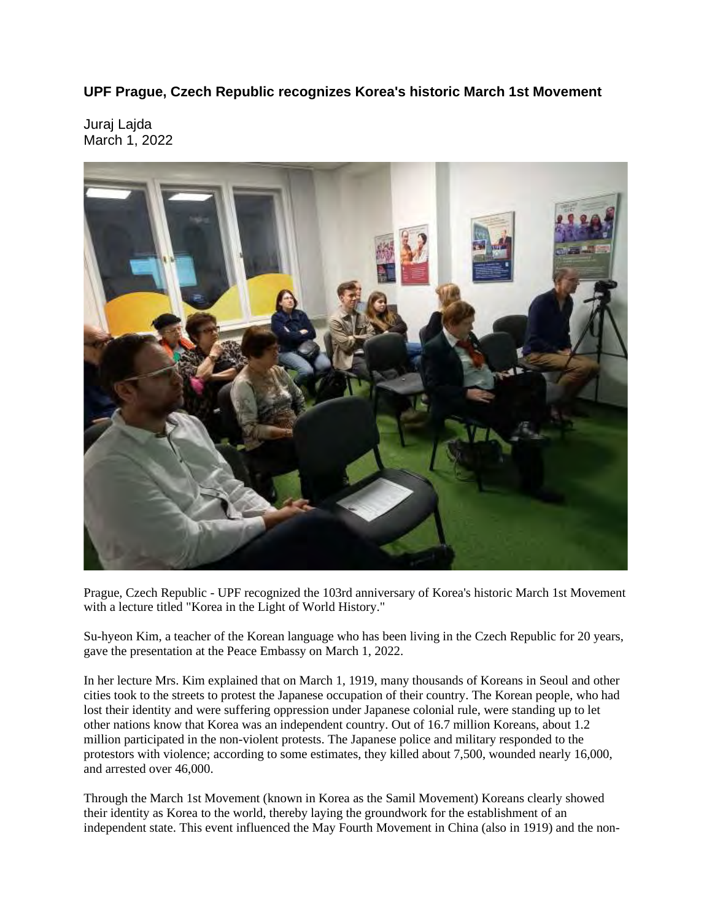# UPF Prague, Czech Republic recognizes Korea's historic March 1st Movement

Juraj Lajda
March 1, 2022

Prague, Czech Republic - UPF recognized the 103rd anniversary of Korea's historic March 1st Movement with a lecture titled "Korea in the Light of World History."

Su-hyeon Kim, a teacher of the Korean language who has been living in the Czech Republic for 20 years, gave the presentation at the Peace Embassy on March 1, 2022.

In her lecture Mrs. Kim explained that on March 1, 1919, many thousands of Koreans in Seoul and other cities took to the streets to protest the Japanese occupation of their country. The Korean people, who had lost their identity and were suffering oppression under Japanese colonial rule, were standing up to let other nations know that Korea was an independent country. Out of 16.7 million Koreans, about 1.2 million participated in the non-violent protests. The Japanese police and military responded to the protestors with violence; according to some estimates, they killed about 7,500, wounded nearly 16,000, and arrested over 46,000.

Through the March 1st Movement (known in Korea as the Samil Movement) Koreans clearly showed their identity as Korea to the world, thereby laying the groundwork for the establishment of an independent state. This event influenced the May Fourth Movement in China (also in 1919) and the non-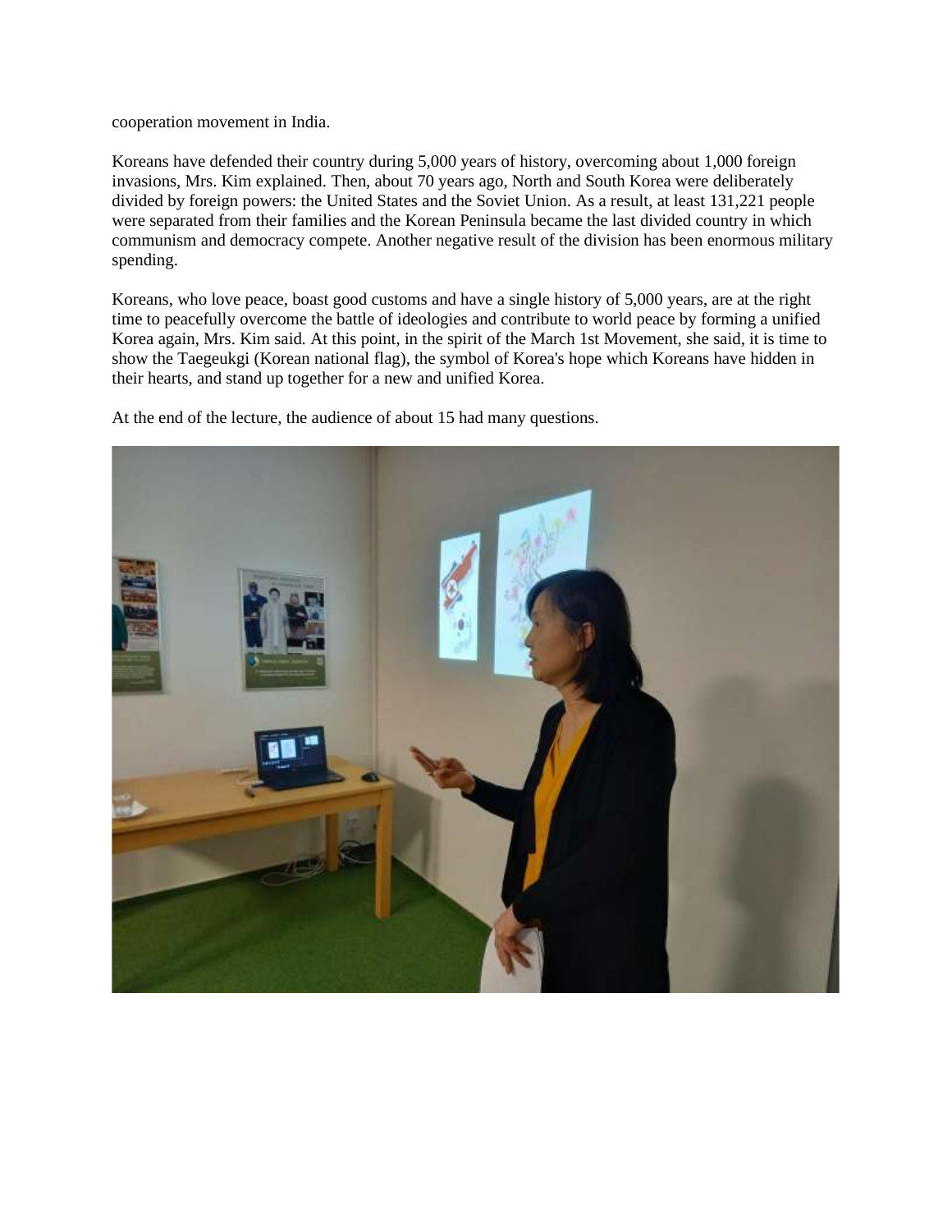cooperation movement in India.

Koreans have defended their country during 5,000 years of history, overcoming about 1,000 foreign invasions, Mrs. Kim explained. Then, about 70 years ago, North and South Korea were deliberately divided by foreign powers: the United States and the Soviet Union. As a result, at least 131,221 people were separated from their families and the Korean Peninsula became the last divided country in which communism and democracy compete. Another negative result of the division has been enormous military spending.

Koreans, who love peace, boast good customs and have a single history of 5,000 years, are at the right time to peacefully overcome the battle of ideologies and contribute to world peace by forming a unified Korea again, Mrs. Kim said. At this point, in the spirit of the March 1st Movement, she said, it is time to show the Taegeukgi (Korean national flag), the symbol of Korea's hope which Koreans have hidden in their hearts, and stand up together for a new and unified Korea.

At the end of the lecture, the audience of about 15 had many questions.